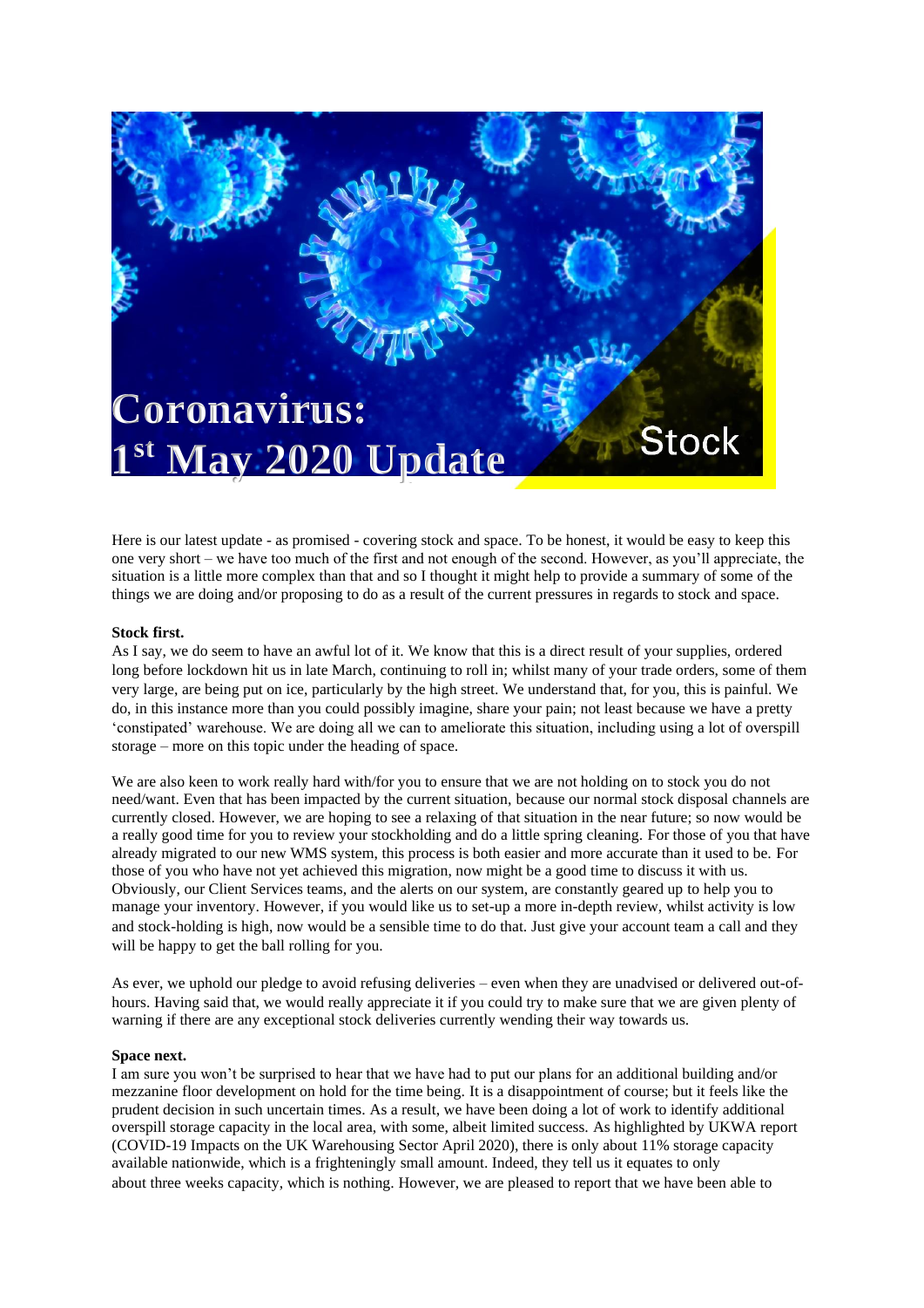# Coronavirus: 1st May 2020 Update

Stock

Here is our latest update - as promised - covering stock and space. To be honest, it would be easy to keep this one very short – we have too much of the first and not enough of the second. However, as you'll appreciate, the situation is a little more complex than that and so I thought it might help to provide a summary of some of the things we are doing and/or proposing to do as a result of the current pressures in regards to stock and space.

**Stock first.**

As I say, we do seem to have an awful lot of it. We know that this is a direct result of your supplies, ordered long before lockdown hit us in late March, continuing to roll in; whilst many of your trade orders, some of them very large, are being put on ice, particularly by the high street. We understand that, for you, this is painful. We do, in this instance more than you could possibly imagine, share your pain; not least because we have a pretty 'constipated' warehouse. We are doing all we can to ameliorate this situation, including using a lot of overspill storage – more on this topic under the heading of space.

We are also keen to work really hard with/for you to ensure that we are not holding on to stock you do not need/want. Even that has been impacted by the current situation, because our normal stock disposal channels are currently closed. However, we are hoping to see a relaxing of that situation in the near future; so now would be a really good time for you to review your stockholding and do a little spring cleaning. For those of you that have already migrated to our new WMS system, this process is both easier and more accurate than it used to be. For those of you who have not yet achieved this migration, now might be a good time to discuss it with us. Obviously, our Client Services teams, and the alerts on our system, are constantly geared up to help you to manage your inventory. However, if you would like us to set-up a more in-depth review, whilst activity is low and stock-holding is high, now would be a sensible time to do that. Just give your account team a call and they will be happy to get the ball rolling for you.

As ever, we uphold our pledge to avoid refusing deliveries – even when they are unadvised or delivered out-of-hours. Having said that, we would really appreciate it if you could try to make sure that we are given plenty of warning if there are any exceptional stock deliveries currently wending their way towards us.

**Space next.**

I am sure you won't be surprised to hear that we have had to put our plans for an additional building and/or mezzanine floor development on hold for the time being. It is a disappointment of course; but it feels like the prudent decision in such uncertain times. As a result, we have been doing a lot of work to identify additional overspill storage capacity in the local area, with some, albeit limited success. As highlighted by UKWA report (COVID-19 Impacts on the UK Warehousing Sector April 2020), there is only about 11% storage capacity available nationwide, which is a frighteningly small amount. Indeed, they tell us it equates to only about three weeks capacity, which is nothing. However, we are pleased to report that we have been able to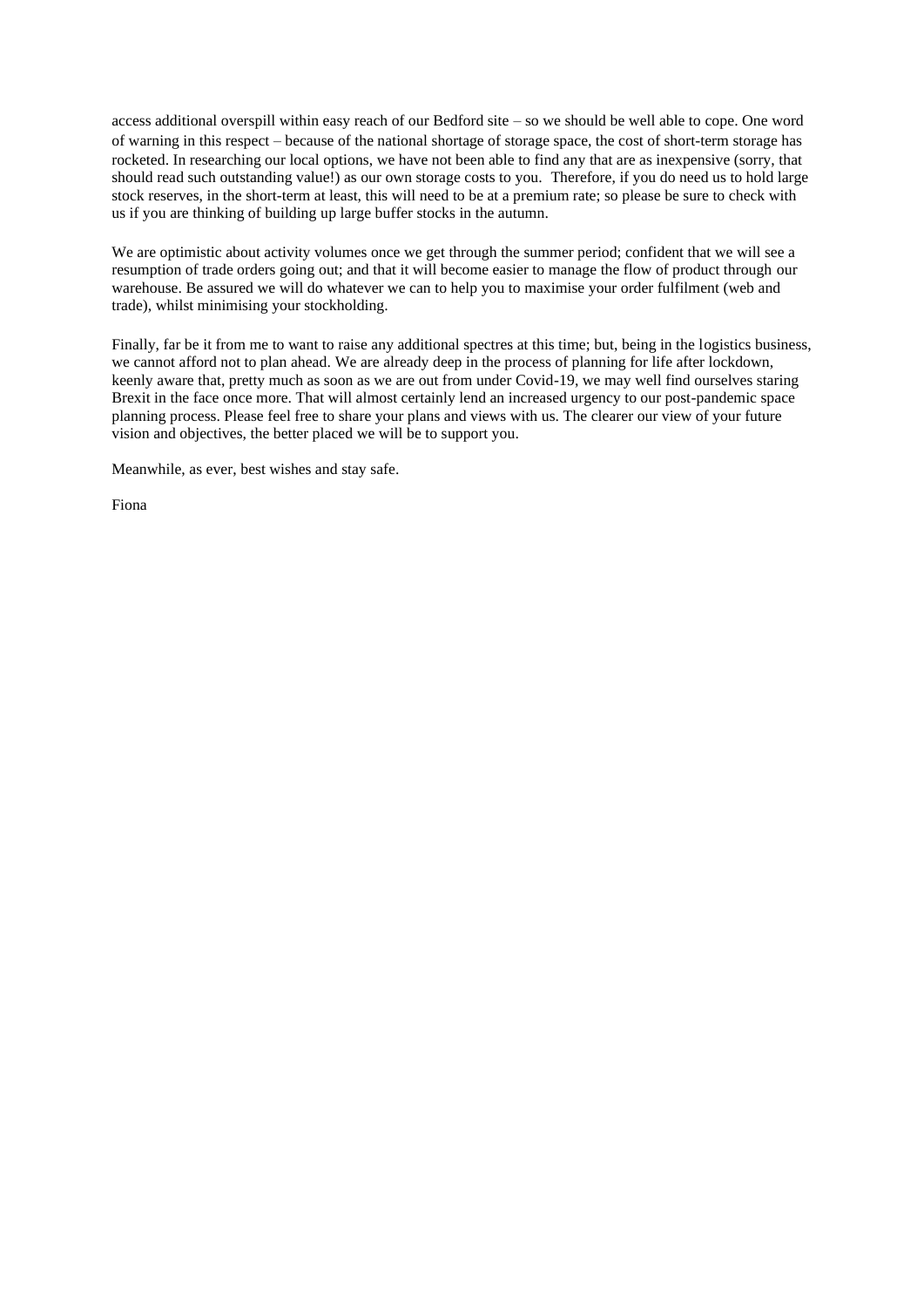access additional overspill within easy reach of our Bedford site – so we should be well able to cope. One word of warning in this respect – because of the national shortage of storage space, the cost of short-term storage has rocketed. In researching our local options, we have not been able to find any that are as inexpensive (sorry, that should read such outstanding value!) as our own storage costs to you. Therefore, if you do need us to hold large stock reserves, in the short-term at least, this will need to be at a premium rate; so please be sure to check with us if you are thinking of building up large buffer stocks in the autumn.

We are optimistic about activity volumes once we get through the summer period; confident that we will see a resumption of trade orders going out; and that it will become easier to manage the flow of product through our warehouse. Be assured we will do whatever we can to help you to maximise your order fulfilment (web and trade), whilst minimising your stockholding.

Finally, far be it from me to want to raise any additional spectres at this time; but, being in the logistics business, we cannot afford not to plan ahead. We are already deep in the process of planning for life after lockdown, keenly aware that, pretty much as soon as we are out from under Covid-19, we may well find ourselves staring Brexit in the face once more. That will almost certainly lend an increased urgency to our post-pandemic space planning process. Please feel free to share your plans and views with us. The clearer our view of your future vision and objectives, the better placed we will be to support you.

Meanwhile, as ever, best wishes and stay safe.

Fiona